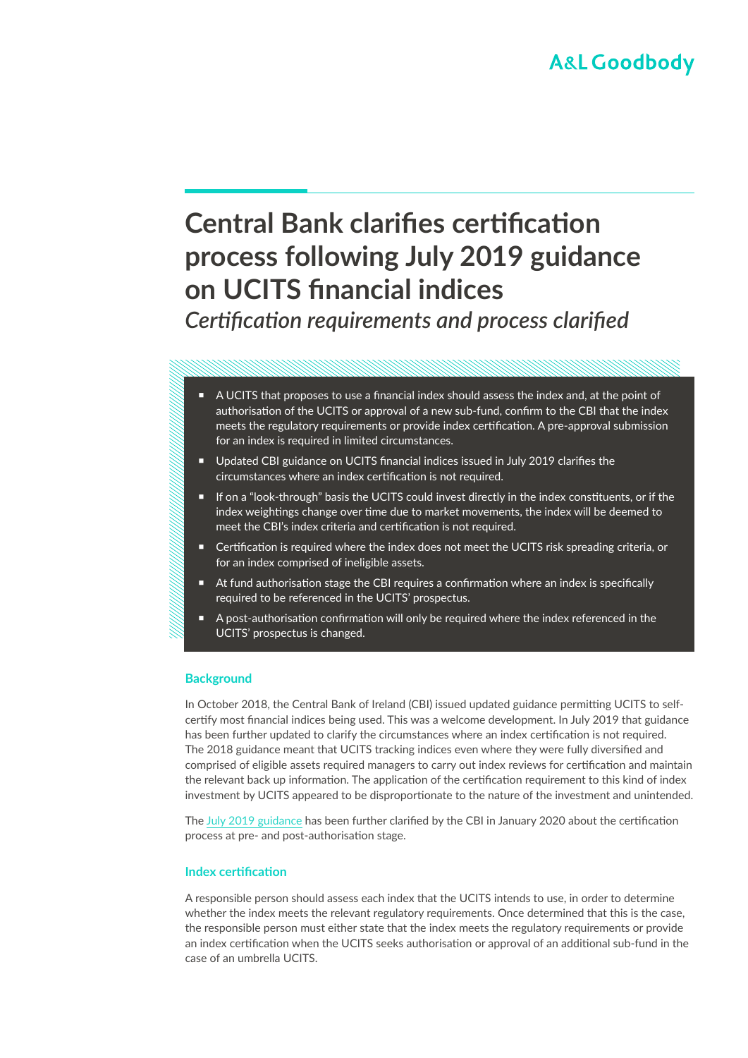A&L Goodbody

# Central Bank clarifies certification process following July 2019 guidance on UCITS financial indices

*Certification requirements and process clarified*

- A UCITS that proposes to use a financial index should assess the index and, at the point of authorisation of the UCITS or approval of a new sub-fund, confirm to the CBI that the index meets the regulatory requirements or provide index certification. A pre-approval submission for an index is required in limited circumstances.
- Updated CBI guidance on UCITS financial indices issued in July 2019 clarifies the circumstances where an index certification is not required.
- If on a "look-through" basis the UCITS could invest directly in the index constituents, or if the index weightings change over time due to market movements, the index will be deemed to meet the CBI's index criteria and certification is not required.
- Certification is required where the index does not meet the UCITS risk spreading criteria, or for an index comprised of ineligible assets.
- At fund authorisation stage the CBI requires a confirmation where an index is specifically required to be referenced in the UCITS' prospectus.
- A post-authorisation confirmation will only be required where the index referenced in the UCITS' prospectus is changed.

## Background

In October 2018, the Central Bank of Ireland (CBI) issued updated guidance permitting UCITS to self-certify most financial indices being used. This was a welcome development. In July 2019 that guidance has been further updated to clarify the circumstances where an index certification is not required. The 2018 guidance meant that UCITS tracking indices even where they were fully diversified and comprised of eligible assets required managers to carry out index reviews for certification and maintain the relevant back up information. The application of the certification requirement to this kind of index investment by UCITS appeared to be disproportionate to the nature of the investment and unintended.

The July 2019 guidance has been further clarified by the CBI in January 2020 about the certification process at pre- and post-authorisation stage.

## Index certification

A responsible person should assess each index that the UCITS intends to use, in order to determine whether the index meets the relevant regulatory requirements. Once determined that this is the case, the responsible person must either state that the index meets the regulatory requirements or provide an index certification when the UCITS seeks authorisation or approval of an additional sub-fund in the case of an umbrella UCITS.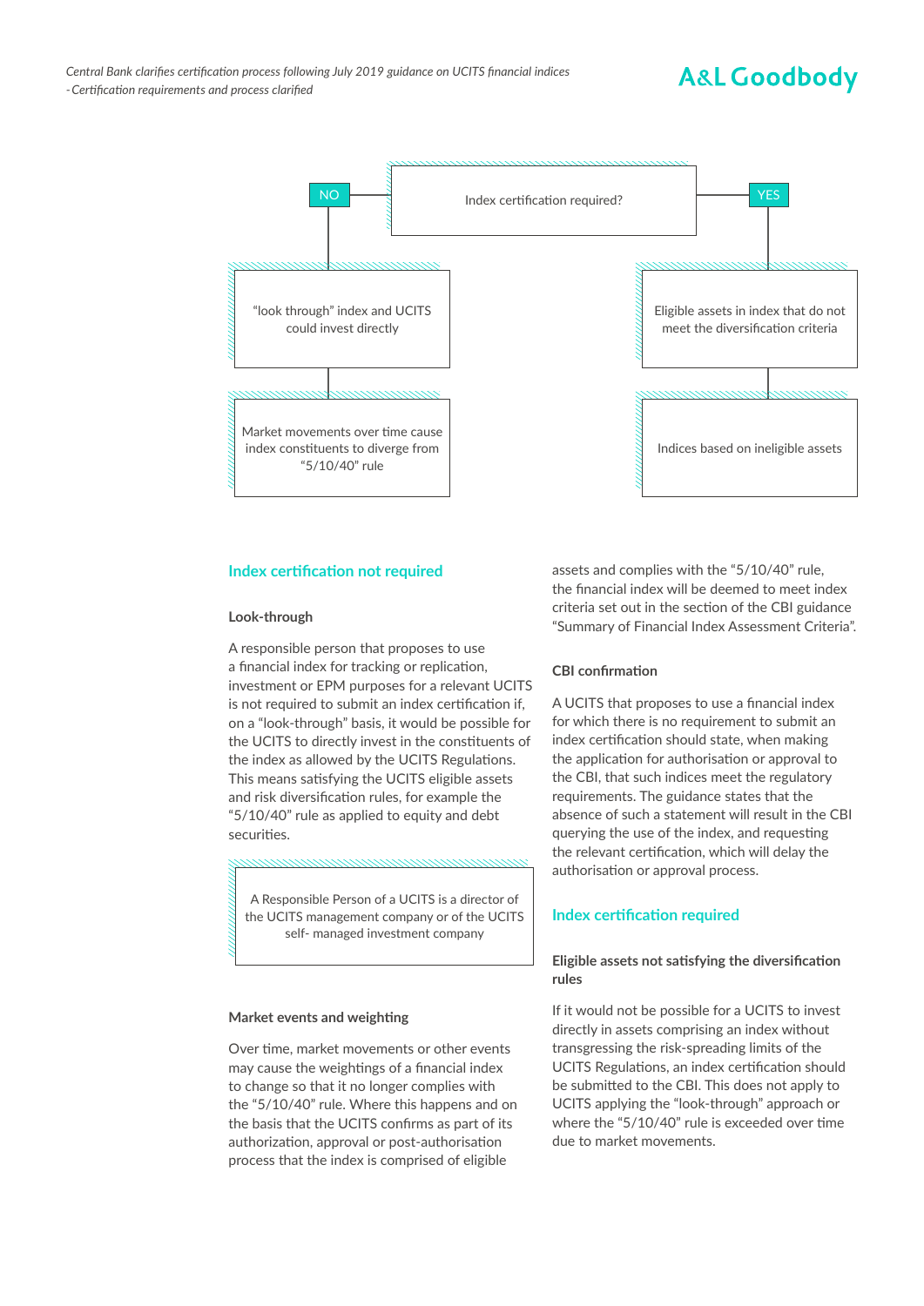Index certification required?

**NO**

"look through" index and UCITS could invest directly

Market movements over time cause index constituents to diverge from "5/10/40" rule

**YES**

Eligible assets in index that do not meet the diversification criteria

Indices based on ineligible assets

## Index certification not required

### Look-through

A responsible person that proposes to use a financial index for tracking or replication, investment or EPM purposes for a relevant UCITS is not required to submit an index certification if, on a "look-through" basis, it would be possible for the UCITS to directly invest in the constituents of the index as allowed by the UCITS Regulations. This means satisfying the UCITS eligible assets and risk diversification rules, for example the "5/10/40" rule as applied to equity and debt securities.

> A Responsible Person of a UCITS is a director of the UCITS management company or of the UCITS self- managed investment company

### Market events and weighting

Over time, market movements or other events may cause the weightings of a financial index to change so that it no longer complies with the "5/10/40" rule. Where this happens and on the basis that the UCITS confirms as part of its authorization, approval or post-authorisation process that the index is comprised of eligible assets and complies with the "5/10/40" rule, the financial index will be deemed to meet index criteria set out in the section of the CBI guidance "Summary of Financial Index Assessment Criteria".

### CBI confirmation

A UCITS that proposes to use a financial index for which there is no requirement to submit an index certification should state, when making the application for authorisation or approval to the CBI, that such indices meet the regulatory requirements. The guidance states that the absence of such a statement will result in the CBI querying the use of the index, and requesting the relevant certification, which will delay the authorisation or approval process.

## Index certification required

### Eligible assets not satisfying the diversification rules

If it would not be possible for a UCITS to invest directly in assets comprising an index without transgressing the risk-spreading limits of the UCITS Regulations, an index certification should be submitted to the CBI. This does not apply to UCITS applying the "look-through" approach or where the "5/10/40" rule is exceeded over time due to market movements.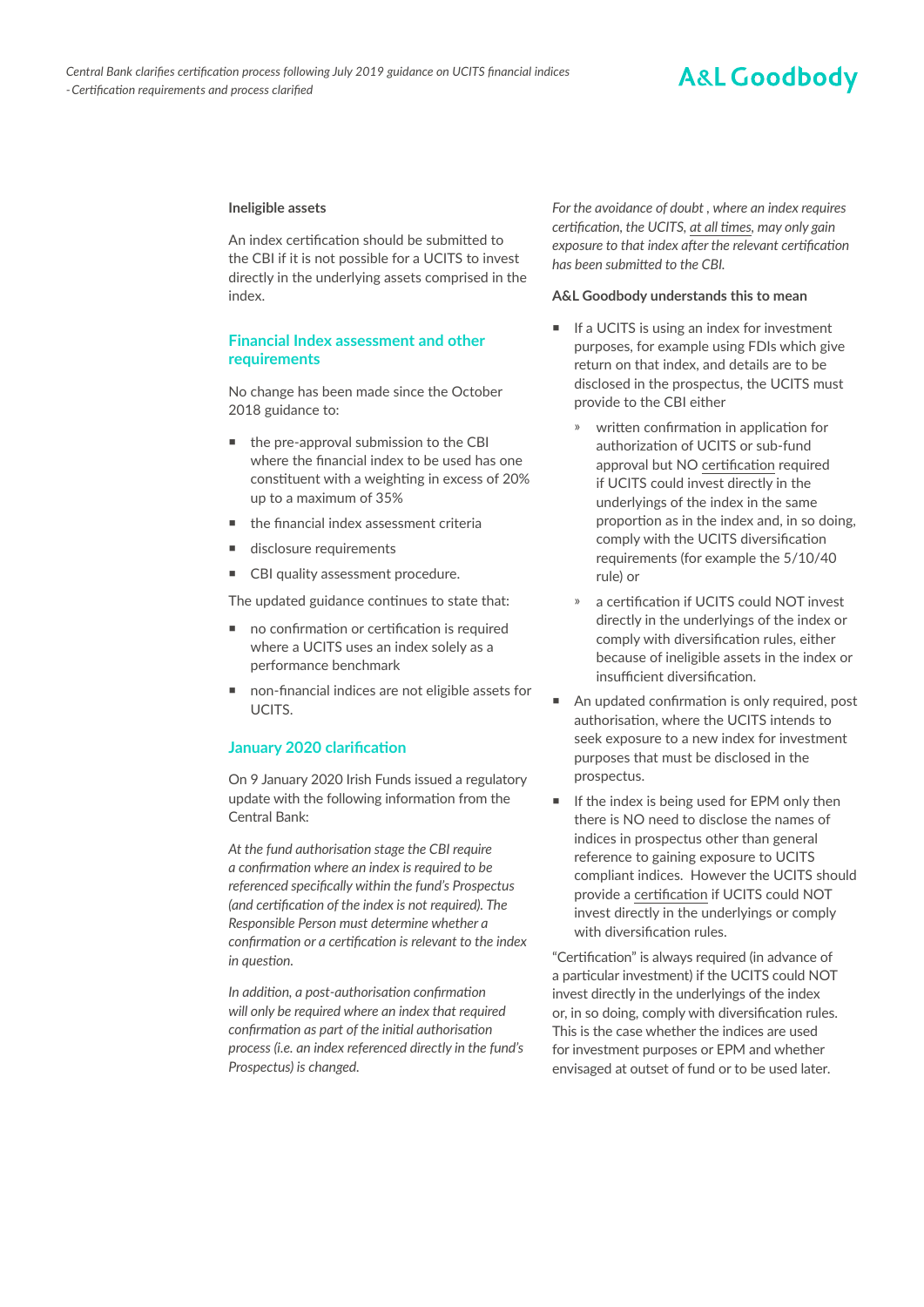### Ineligible assets

An index certification should be submitted to the CBI if it is not possible for a UCITS to invest directly in the underlying assets comprised in the index.

## Financial Index assessment and other requirements

No change has been made since the October 2018 guidance to:

- the pre-approval submission to the CBI where the financial index to be used has one constituent with a weighting in excess of 20% up to a maximum of 35%
- the financial index assessment criteria
- disclosure requirements
- CBI quality assessment procedure.

The updated guidance continues to state that:

- no confirmation or certification is required where a UCITS uses an index solely as a performance benchmark
- non-financial indices are not eligible assets for UCITS.

## January 2020 clarification

On 9 January 2020 Irish Funds issued a regulatory update with the following information from the Central Bank:

*At the fund authorisation stage the CBI require a confirmation where an index is required to be referenced specifically within the fund's Prospectus (and certification of the index is not required). The Responsible Person must determine whether a confirmation or a certification is relevant to the index in question.*

*In addition, a post-authorisation confirmation will only be required where an index that required confirmation as part of the initial authorisation process (i.e. an index referenced directly in the fund's Prospectus) is changed.*

*For the avoidance of doubt , where an index requires certification, the UCITS, <u>at all times</u>, may only gain exposure to that index after the relevant certification has been submitted to the CBI.*

**A&L Goodbody understands this to mean**

- If a UCITS is using an index for investment purposes, for example using FDIs which give return on that index, and details are to be disclosed in the prospectus, the UCITS must provide to the CBI either
  - written confirmation in application for authorization of UCITS or sub-fund approval but NO <u>certification</u> required if UCITS could invest directly in the underlyings of the index in the same proportion as in the index and, in so doing, comply with the UCITS diversification requirements (for example the 5/10/40 rule) or
  - a certification if UCITS could NOT invest directly in the underlyings of the index or comply with diversification rules, either because of ineligible assets in the index or insufficient diversification.
- An updated confirmation is only required, post authorisation, where the UCITS intends to seek exposure to a new index for investment purposes that must be disclosed in the prospectus.
- If the index is being used for EPM only then there is NO need to disclose the names of indices in prospectus other than general reference to gaining exposure to UCITS compliant indices. However the UCITS should provide a <u>certification</u> if UCITS could NOT invest directly in the underlyings or comply with diversification rules.

"Certification" is always required (in advance of a particular investment) if the UCITS could NOT invest directly in the underlyings of the index or, in so doing, comply with diversification rules. This is the case whether the indices are used for investment purposes or EPM and whether envisaged at outset of fund or to be used later.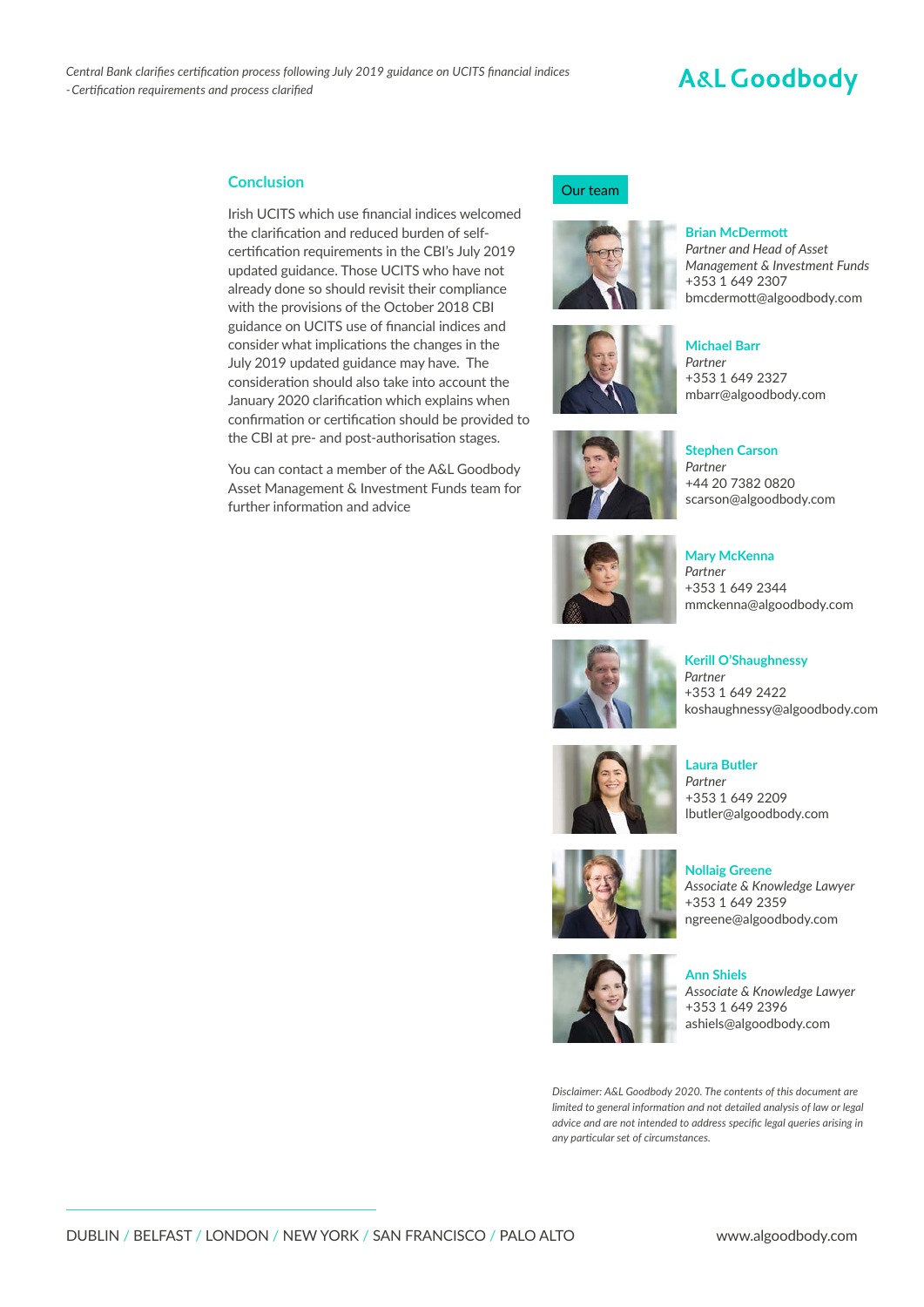## Conclusion

Irish UCITS which use financial indices welcomed the clarification and reduced burden of self-certification requirements in the CBI's July 2019 updated guidance. Those UCITS who have not already done so should revisit their compliance with the provisions of the October 2018 CBI guidance on UCITS use of financial indices and consider what implications the changes in the July 2019 updated guidance may have. The consideration should also take into account the January 2020 clarification which explains when confirmation or certification should be provided to the CBI at pre- and post-authorisation stages.

You can contact a member of the A&L Goodbody Asset Management & Investment Funds team for further information and advice

## Our team

**Brian McDermott**
*Partner and Head of Asset Management & Investment Funds*
+353 1 649 2307
bmcdermott@algoodbody.com

**Michael Barr**
*Partner*
+353 1 649 2327
mbarr@algoodbody.com

**Stephen Carson**
*Partner*
+44 20 7382 0820
scarson@algoodbody.com

**Mary McKenna**
*Partner*
+353 1 649 2344
mmckenna@algoodbody.com

**Kerill O'Shaughnessy**
*Partner*
+353 1 649 2422
koshaughnessy@algoodbody.com

**Laura Butler**
*Partner*
+353 1 649 2209
lbutler@algoodbody.com

**Nollaig Greene**
*Associate & Knowledge Lawyer*
+353 1 649 2359
ngreene@algoodbody.com

**Ann Shiels**
*Associate & Knowledge Lawyer*
+353 1 649 2396
ashiels@algoodbody.com

*Disclaimer: A&L Goodbody 2020. The contents of this document are limited to general information and not detailed analysis of law or legal advice and are not intended to address specific legal queries arising in any particular set of circumstances.*

DUBLIN / BELFAST / LONDON / NEW YORK / SAN FRANCISCO / PALO ALTO

www.algoodbody.com